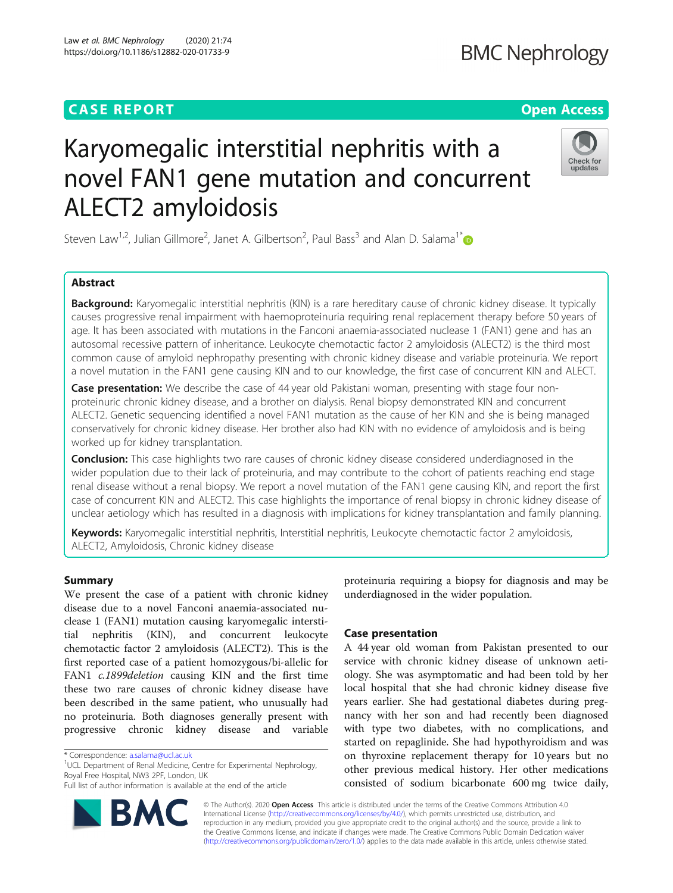CASE REPORT

Open Access

# Karyomegalic interstitial nephritis with a novel FAN1 gene mutation and concurrent ALECT2 amyloidosis

Steven Law[1,2], Julian Gillmore[2], Janet A. Gilbertson[2], Paul Bass[3] and Alan D. Salama[1*]

## Abstract

**Background:** Karyomegalic interstitial nephritis (KIN) is a rare hereditary cause of chronic kidney disease. It typically causes progressive renal impairment with haemoproteinuria requiring renal replacement therapy before 50 years of age. It has been associated with mutations in the Fanconi anaemia-associated nuclease 1 (FAN1) gene and has an autosomal recessive pattern of inheritance. Leukocyte chemotactic factor 2 amyloidosis (ALECT2) is the third most common cause of amyloid nephropathy presenting with chronic kidney disease and variable proteinuria. We report a novel mutation in the FAN1 gene causing KIN and to our knowledge, the first case of concurrent KIN and ALECT.

**Case presentation:** We describe the case of 44 year old Pakistani woman, presenting with stage four non-proteinuric chronic kidney disease, and a brother on dialysis. Renal biopsy demonstrated KIN and concurrent ALECT2. Genetic sequencing identified a novel FAN1 mutation as the cause of her KIN and she is being managed conservatively for chronic kidney disease. Her brother also had KIN with no evidence of amyloidosis and is being worked up for kidney transplantation.

**Conclusion:** This case highlights two rare causes of chronic kidney disease considered underdiagnosed in the wider population due to their lack of proteinuria, and may contribute to the cohort of patients reaching end stage renal disease without a renal biopsy. We report a novel mutation of the FAN1 gene causing KIN, and report the first case of concurrent KIN and ALECT2. This case highlights the importance of renal biopsy in chronic kidney disease of unclear aetiology which has resulted in a diagnosis with implications for kidney transplantation and family planning.

**Keywords:** Karyomegalic interstitial nephritis, Interstitial nephritis, Leukocyte chemotactic factor 2 amyloidosis, ALECT2, Amyloidosis, Chronic kidney disease

## Summary

We present the case of a patient with chronic kidney disease due to a novel Fanconi anaemia-associated nuclease 1 (FAN1) mutation causing karyomegalic interstitial nephritis (KIN), and concurrent leukocyte chemotactic factor 2 amyloidosis (ALECT2). This is the first reported case of a patient homozygous/bi-allelic for FAN1 *c.1899deletion* causing KIN and the first time these two rare causes of chronic kidney disease have been described in the same patient, who unusually had no proteinuria. Both diagnoses generally present with progressive chronic kidney disease and variable proteinuria requiring a biopsy for diagnosis and may be underdiagnosed in the wider population.

## Case presentation

A 44 year old woman from Pakistan presented to our service with chronic kidney disease of unknown aetiology. She was asymptomatic and had been told by her local hospital that she had chronic kidney disease five years earlier. She had gestational diabetes during pregnancy with her son and had recently been diagnosed with type two diabetes, with no complications, and started on repaglinide. She had hypothyroidism and was on thyroxine replacement therapy for 10 years but no other previous medical history. Her other medications consisted of sodium bicarbonate 600 mg twice daily,

* Correspondence: a.salama@ucl.ac.uk
[1]UCL Department of Renal Medicine, Centre for Experimental Nephrology, Royal Free Hospital, NW3 2PF, London, UK
Full list of author information is available at the end of the article

© The Author(s). 2020 **Open Access** This article is distributed under the terms of the Creative Commons Attribution 4.0 International License (http://creativecommons.org/licenses/by/4.0/), which permits unrestricted use, distribution, and reproduction in any medium, provided you give appropriate credit to the original author(s) and the source, provide a link to the Creative Commons license, and indicate if changes were made. The Creative Commons Public Domain Dedication waiver (http://creativecommons.org/publicdomain/zero/1.0/) applies to the data made available in this article, unless otherwise stated.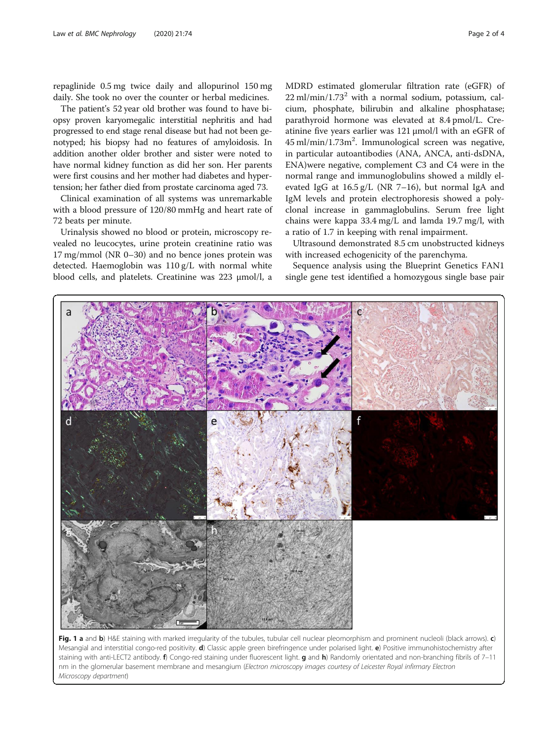repaglinide 0.5 mg twice daily and allopurinol 150 mg daily. She took no over the counter or herbal medicines.

The patient's 52 year old brother was found to have biopsy proven karyomegalic interstitial nephritis and had progressed to end stage renal disease but had not been genotyped; his biopsy had no features of amyloidosis. In addition another older brother and sister were noted to have normal kidney function as did her son. Her parents were first cousins and her mother had diabetes and hypertension; her father died from prostate carcinoma aged 73.

Clinical examination of all systems was unremarkable with a blood pressure of 120/80 mmHg and heart rate of 72 beats per minute.

Urinalysis showed no blood or protein, microscopy revealed no leucocytes, urine protein creatinine ratio was 17 mg/mmol (NR 0–30) and no bence jones protein was detected. Haemoglobin was 110 g/L with normal white blood cells, and platelets. Creatinine was 223 μmol/l, a MDRD estimated glomerular filtration rate (eGFR) of 22 ml/min/$1.73^2$ with a normal sodium, potassium, calcium, phosphate, bilirubin and alkaline phosphatase; parathyroid hormone was elevated at 8.4 pmol/L. Creatinine five years earlier was 121 μmol/l with an eGFR of 45 ml/min/$1.73m^2$. Immunological screen was negative, in particular autoantibodies (ANA, ANCA, anti-dsDNA, ENA)were negative, complement C3 and C4 were in the normal range and immunoglobulins showed a mildly elevated IgG at 16.5 g/L (NR 7–16), but normal IgA and IgM levels and protein electrophoresis showed a polyclonal increase in gammaglobulins. Serum free light chains were kappa 33.4 mg/L and lamda 19.7 mg/l, with a ratio of 1.7 in keeping with renal impairment.

Ultrasound demonstrated 8.5 cm unobstructed kidneys with increased echogenicity of the parenchyma.

Sequence analysis using the Blueprint Genetics FAN1 single gene test identified a homozygous single base pair

**Fig. 1 a** and **b**) H&E staining with marked irregularity of the tubules, tubular cell nuclear pleomorphism and prominent nucleoli (black arrows). **c**) Mesangial and interstitial congo-red positivity. **d**) Classic apple green birefringence under polarised light. **e**) Positive immunohistochemistry after staining with anti-LECT2 antibody. **f**) Congo-red staining under fluorescent light. **g** and **h**) Randomly orientated and non-branching fibrils of 7–11 nm in the glomerular basement membrane and mesangium (*Electron microscopy images courtesy of Leicester Royal infirmary Electron Microscopy department*)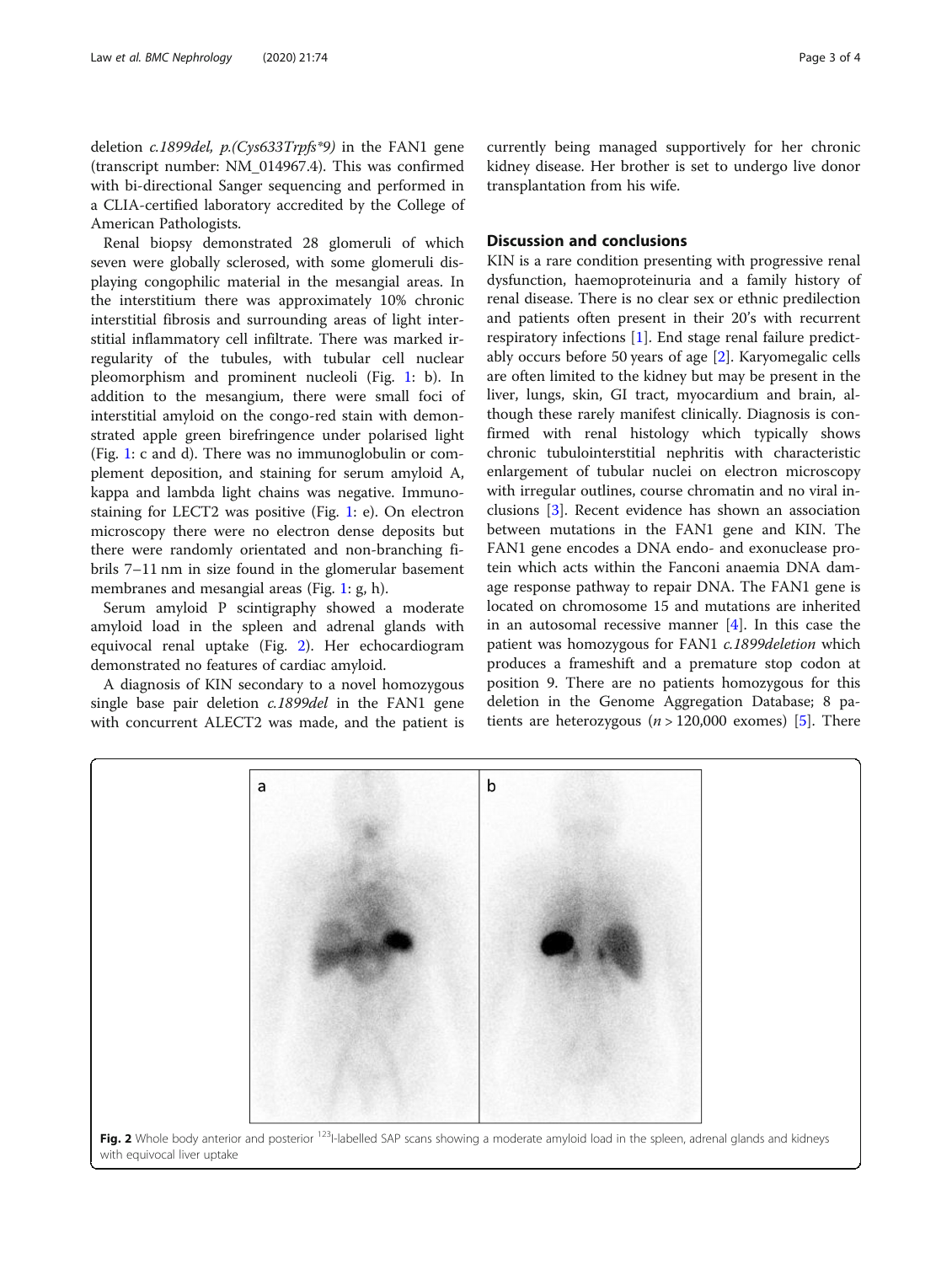deletion *c.1899del, p.(Cys633Trpfs*9)* in the FAN1 gene (transcript number: NM_014967.4). This was confirmed with bi-directional Sanger sequencing and performed in a CLIA-certified laboratory accredited by the College of American Pathologists.

Renal biopsy demonstrated 28 glomeruli of which seven were globally sclerosed, with some glomeruli displaying congophilic material in the mesangial areas. In the interstitium there was approximately 10% chronic interstitial fibrosis and surrounding areas of light interstitial inflammatory cell infiltrate. There was marked irregularity of the tubules, with tubular cell nuclear pleomorphism and prominent nucleoli (Fig. 1: b). In addition to the mesangium, there were small foci of interstitial amyloid on the congo-red stain with demonstrated apple green birefringence under polarised light (Fig. 1: c and d). There was no immunoglobulin or complement deposition, and staining for serum amyloid A, kappa and lambda light chains was negative. Immunostaining for LECT2 was positive (Fig. 1: e). On electron microscopy there were no electron dense deposits but there were randomly orientated and non-branching fibrils 7–11 nm in size found in the glomerular basement membranes and mesangial areas (Fig. 1: g, h).

Serum amyloid P scintigraphy showed a moderate amyloid load in the spleen and adrenal glands with equivocal renal uptake (Fig. 2). Her echocardiogram demonstrated no features of cardiac amyloid.

A diagnosis of KIN secondary to a novel homozygous single base pair deletion *c.1899del* in the FAN1 gene with concurrent ALECT2 was made, and the patient is currently being managed supportively for her chronic kidney disease. Her brother is set to undergo live donor transplantation from his wife.

## Discussion and conclusions

KIN is a rare condition presenting with progressive renal dysfunction, haemoproteinuria and a family history of renal disease. There is no clear sex or ethnic predilection and patients often present in their 20's with recurrent respiratory infections [1]. End stage renal failure predictably occurs before 50 years of age [2]. Karyomegalic cells are often limited to the kidney but may be present in the liver, lungs, skin, GI tract, myocardium and brain, although these rarely manifest clinically. Diagnosis is confirmed with renal histology which typically shows chronic tubulointerstitial nephritis with characteristic enlargement of tubular nuclei on electron microscopy with irregular outlines, course chromatin and no viral inclusions [3]. Recent evidence has shown an association between mutations in the FAN1 gene and KIN. The FAN1 gene encodes a DNA endo- and exonuclease protein which acts within the Fanconi anaemia DNA damage response pathway to repair DNA. The FAN1 gene is located on chromosome 15 and mutations are inherited in an autosomal recessive manner [4]. In this case the patient was homozygous for FAN1 *c.1899deletion* which produces a frameshift and a premature stop codon at position 9. There are no patients homozygous for this deletion in the Genome Aggregation Database; 8 patients are heterozygous ($n > 120{,}000$ exomes) [5]. There

**Fig. 2** Whole body anterior and posterior $^{123}$I-labelled SAP scans showing a moderate amyloid load in the spleen, adrenal glands and kidneys with equivocal liver uptake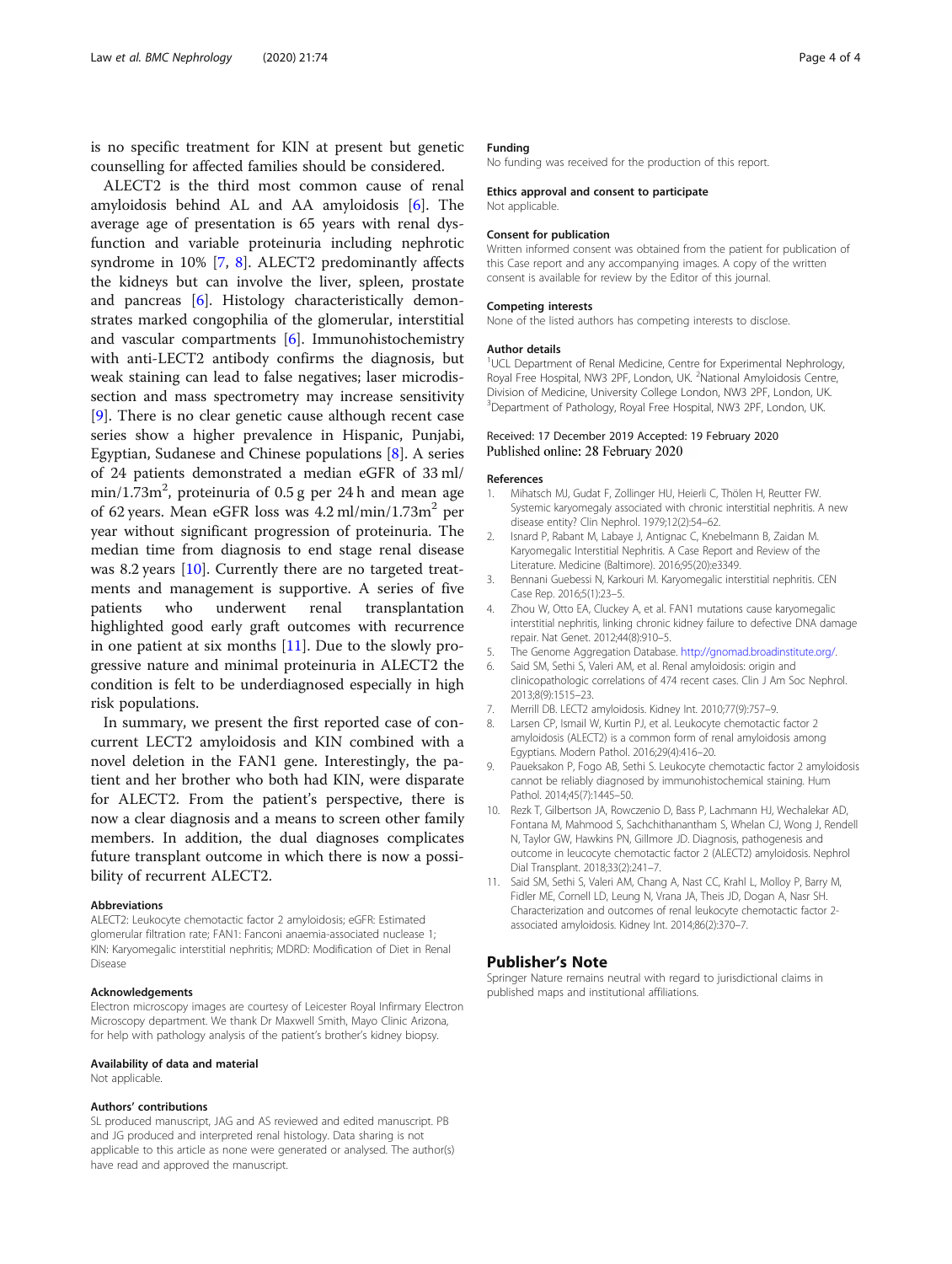is no specific treatment for KIN at present but genetic counselling for affected families should be considered.

ALECT2 is the third most common cause of renal amyloidosis behind AL and AA amyloidosis [6]. The average age of presentation is 65 years with renal dysfunction and variable proteinuria including nephrotic syndrome in 10% [7, 8]. ALECT2 predominantly affects the kidneys but can involve the liver, spleen, prostate and pancreas [6]. Histology characteristically demonstrates marked congophilia of the glomerular, interstitial and vascular compartments [6]. Immunohistochemistry with anti-LECT2 antibody confirms the diagnosis, but weak staining can lead to false negatives; laser microdissection and mass spectrometry may increase sensitivity [9]. There is no clear genetic cause although recent case series show a higher prevalence in Hispanic, Punjabi, Egyptian, Sudanese and Chinese populations [8]. A series of 24 patients demonstrated a median eGFR of 33 ml/min/1.73m$^2$, proteinuria of 0.5 g per 24 h and mean age of 62 years. Mean eGFR loss was 4.2 ml/min/1.73m$^2$ per year without significant progression of proteinuria. The median time from diagnosis to end stage renal disease was 8.2 years [10]. Currently there are no targeted treatments and management is supportive. A series of five patients who underwent renal transplantation highlighted good early graft outcomes with recurrence in one patient at six months [11]. Due to the slowly progressive nature and minimal proteinuria in ALECT2 the condition is felt to be underdiagnosed especially in high risk populations.

In summary, we present the first reported case of concurrent LECT2 amyloidosis and KIN combined with a novel deletion in the FAN1 gene. Interestingly, the patient and her brother who both had KIN, were disparate for ALECT2. From the patient's perspective, there is now a clear diagnosis and a means to screen other family members. In addition, the dual diagnoses complicates future transplant outcome in which there is now a possibility of recurrent ALECT2.

#### Abbreviations

ALECT2: Leukocyte chemotactic factor 2 amyloidosis; eGFR: Estimated glomerular filtration rate; FAN1: Fanconi anaemia-associated nuclease 1; KIN: Karyomegalic interstitial nephritis; MDRD: Modification of Diet in Renal Disease

#### Acknowledgements

Electron microscopy images are courtesy of Leicester Royal Infirmary Electron Microscopy department. We thank Dr Maxwell Smith, Mayo Clinic Arizona, for help with pathology analysis of the patient's brother's kidney biopsy.

#### Availability of data and material

Not applicable.

#### Authors' contributions

SL produced manuscript, JAG and AS reviewed and edited manuscript. PB and JG produced and interpreted renal histology. Data sharing is not applicable to this article as none were generated or analysed. The author(s) have read and approved the manuscript.

#### Funding

No funding was received for the production of this report.

#### Ethics approval and consent to participate

Not applicable.

#### Consent for publication

Written informed consent was obtained from the patient for publication of this Case report and any accompanying images. A copy of the written consent is available for review by the Editor of this journal.

#### Competing interests

None of the listed authors has competing interests to disclose.

#### Author details

[1]UCL Department of Renal Medicine, Centre for Experimental Nephrology, Royal Free Hospital, NW3 2PF, London, UK. [2]National Amyloidosis Centre, Division of Medicine, University College London, NW3 2PF, London, UK. [3]Department of Pathology, Royal Free Hospital, NW3 2PF, London, UK.

Received: 17 December 2019 Accepted: 19 February 2020
Published online: 28 February 2020

#### References

1. Mihatsch MJ, Gudat F, Zollinger HU, Heierli C, Thölen H, Reutter FW. Systemic karyomegaly associated with chronic interstitial nephritis. A new disease entity? Clin Nephrol. 1979;12(2):54–62.
2. Isnard P, Rabant M, Labaye J, Antignac C, Knebelmann B, Zaidan M. Karyomegalic Interstitial Nephritis. A Case Report and Review of the Literature. Medicine (Baltimore). 2016;95(20):e3349.
3. Bennani Guebessi N, Karkouri M. Karyomegalic interstitial nephritis. CEN Case Rep. 2016;5(1):23–5.
4. Zhou W, Otto EA, Cluckey A, et al. FAN1 mutations cause karyomegalic interstitial nephritis, linking chronic kidney failure to defective DNA damage repair. Nat Genet. 2012;44(8):910–5.
5. The Genome Aggregation Database. http://gnomad.broadinstitute.org/.
6. Said SM, Sethi S, Valeri AM, et al. Renal amyloidosis: origin and clinicopathologic correlations of 474 recent cases. Clin J Am Soc Nephrol. 2013;8(9):1515–23.
7. Merrill DB. LECT2 amyloidosis. Kidney Int. 2010;77(9):757–9.
8. Larsen CP, Ismail W, Kurtin PJ, et al. Leukocyte chemotactic factor 2 amyloidosis (ALECT2) is a common form of renal amyloidosis among Egyptians. Modern Pathol. 2016;29(4):416–20.
9. Paueksakon P, Fogo AB, Sethi S. Leukocyte chemotactic factor 2 amyloidosis cannot be reliably diagnosed by immunohistochemical staining. Hum Pathol. 2014;45(7):1445–50.
10. Rezk T, Gilbertson JA, Rowczenio D, Bass P, Lachmann HJ, Wechalekar AD, Fontana M, Mahmood S, Sachchithanantham S, Whelan CJ, Wong J, Rendell N, Taylor GW, Hawkins PN, Gillmore JD. Diagnosis, pathogenesis and outcome in leucocyte chemotactic factor 2 (ALECT2) amyloidosis. Nephrol Dial Transplant. 2018;33(2):241–7.
11. Said SM, Sethi S, Valeri AM, Chang A, Nast CC, Krahl L, Molloy P, Barry M, Fidler ME, Cornell LD, Leung N, Vrana JA, Theis JD, Dogan A, Nasr SH. Characterization and outcomes of renal leukocyte chemotactic factor 2-associated amyloidosis. Kidney Int. 2014;86(2):370–7.

## Publisher's Note

Springer Nature remains neutral with regard to jurisdictional claims in published maps and institutional affiliations.